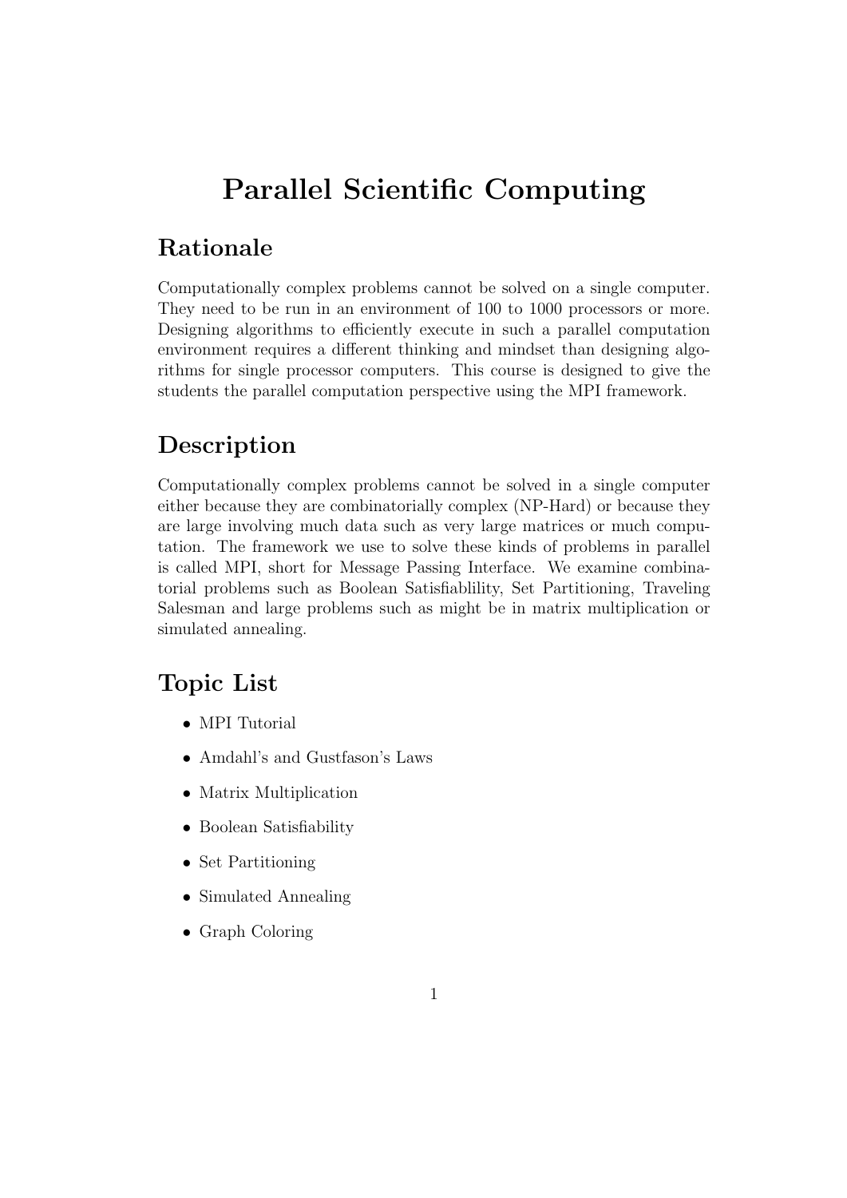# Parallel Scientific Computing

## Rationale

Computationally complex problems cannot be solved on a single computer. They need to be run in an environment of 100 to 1000 processors or more. Designing algorithms to efficiently execute in such a parallel computation environment requires a different thinking and mindset than designing algorithms for single processor computers. This course is designed to give the students the parallel computation perspective using the MPI framework.

## Description

Computationally complex problems cannot be solved in a single computer either because they are combinatorially complex (NP-Hard) or because they are large involving much data such as very large matrices or much computation. The framework we use to solve these kinds of problems in parallel is called MPI, short for Message Passing Interface. We examine combinatorial problems such as Boolean Satisfiablility, Set Partitioning, Traveling Salesman and large problems such as might be in matrix multiplication or simulated annealing.

## Topic List

- MPI Tutorial
- Amdahl's and Gustfason's Laws
- Matrix Multiplication
- Boolean Satisfiability
- Set Partitioning
- Simulated Annealing
- Graph Coloring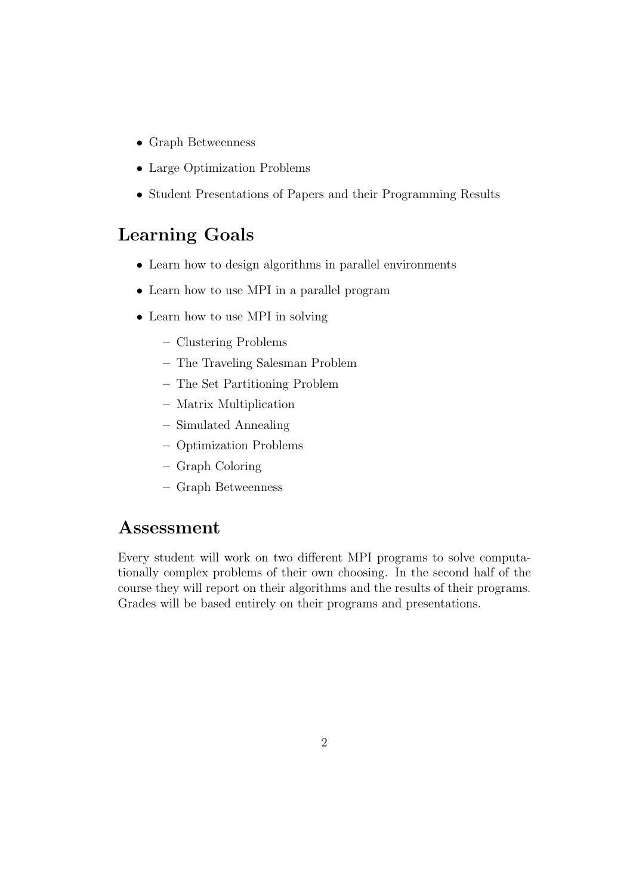- Graph Betweenness
- Large Optimization Problems
- Student Presentations of Papers and their Programming Results

## Learning Goals

- Learn how to design algorithms in parallel environments
- Learn how to use MPI in a parallel program
- Learn how to use MPI in solving
  - Clustering Problems
  - The Traveling Salesman Problem
  - The Set Partitioning Problem
  - Matrix Multiplication
  - Simulated Annealing
  - Optimization Problems
  - Graph Coloring
  - Graph Betweenness

## Assessment

Every student will work on two different MPI programs to solve computationally complex problems of their own choosing. In the second half of the course they will report on their algorithms and the results of their programs. Grades will be based entirely on their programs and presentations.